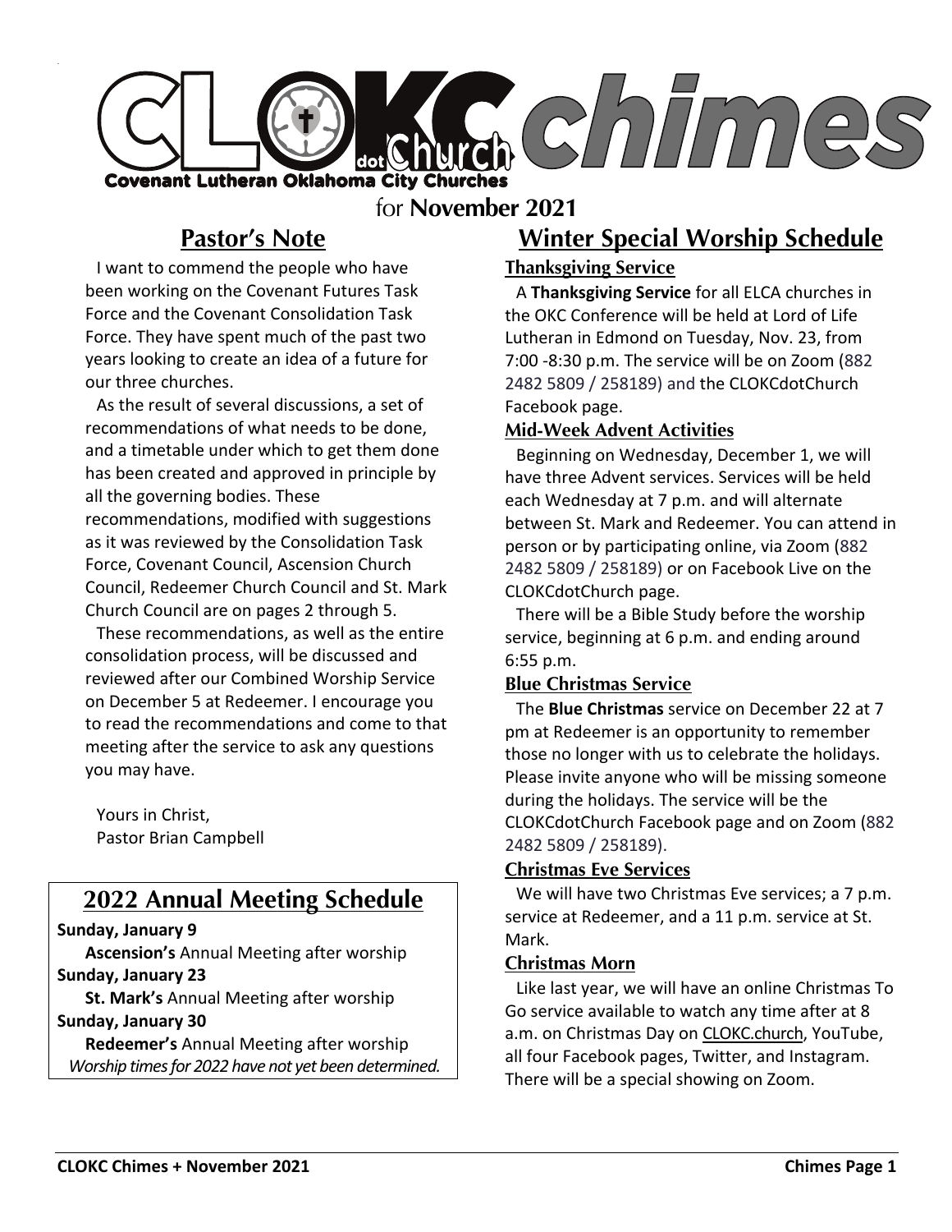# CLOKC dot Church chimes

Covenant Lutheran Oklahoma City Churches

for **November 2021**

## Pastor's Note

I want to commend the people who have been working on the Covenant Futures Task Force and the Covenant Consolidation Task Force. They have spent much of the past two years looking to create an idea of a future for our three churches.

As the result of several discussions, a set of recommendations of what needs to be done, and a timetable under which to get them done has been created and approved in principle by all the governing bodies. These recommendations, modified with suggestions as it was reviewed by the Consolidation Task Force, Covenant Council, Ascension Church Council, Redeemer Church Council and St. Mark Church Council are on pages 2 through 5.

These recommendations, as well as the entire consolidation process, will be discussed and reviewed after our Combined Worship Service on December 5 at Redeemer. I encourage you to read the recommendations and come to that meeting after the service to ask any questions you may have.

Yours in Christ,
Pastor Brian Campbell

## 2022 Annual Meeting Schedule

**Sunday, January 9**
**Ascension's** Annual Meeting after worship

**Sunday, January 23**
**St. Mark's** Annual Meeting after worship

**Sunday, January 30**
**Redeemer's** Annual Meeting after worship

*Worship times for 2022 have not yet been determined.*

## Winter Special Worship Schedule

### Thanksgiving Service

A **Thanksgiving Service** for all ELCA churches in the OKC Conference will be held at Lord of Life Lutheran in Edmond on Tuesday, Nov. 23, from 7:00 -8:30 p.m. The service will be on Zoom (882 2482 5809 / 258189) and the CLOKCdotChurch Facebook page.

### Mid-Week Advent Activities

Beginning on Wednesday, December 1, we will have three Advent services. Services will be held each Wednesday at 7 p.m. and will alternate between St. Mark and Redeemer. You can attend in person or by participating online, via Zoom (882 2482 5809 / 258189) or on Facebook Live on the CLOKCdotChurch page.

There will be a Bible Study before the worship service, beginning at 6 p.m. and ending around 6:55 p.m.

### Blue Christmas Service

The **Blue Christmas** service on December 22 at 7 pm at Redeemer is an opportunity to remember those no longer with us to celebrate the holidays. Please invite anyone who will be missing someone during the holidays. The service will be the CLOKCdotChurch Facebook page and on Zoom (882 2482 5809 / 258189).

### Christmas Eve Services

We will have two Christmas Eve services; a 7 p.m. service at Redeemer, and a 11 p.m. service at St. Mark.

### Christmas Morn

Like last year, we will have an online Christmas To Go service available to watch any time after at 8 a.m. on Christmas Day on CLOKC.church, YouTube, all four Facebook pages, Twitter, and Instagram. There will be a special showing on Zoom.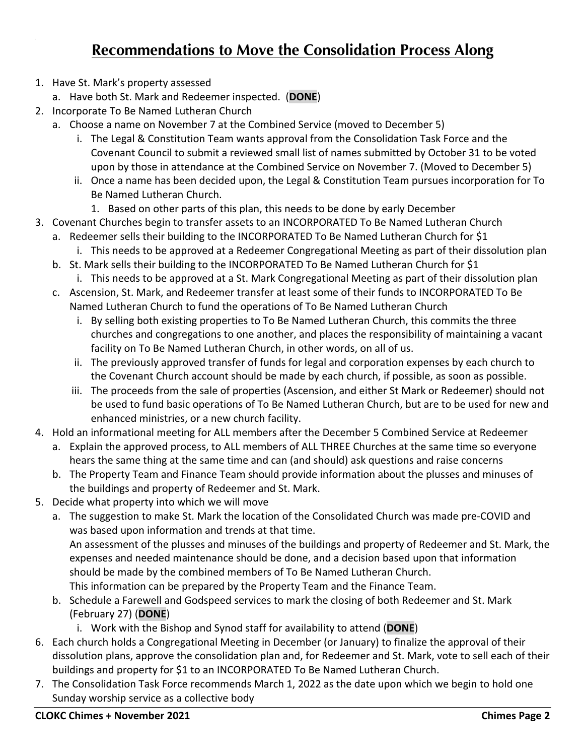# Recommendations to Move the Consolidation Process Along

1. Have St. Mark's property assessed
   a. Have both St. Mark and Redeemer inspected. (**DONE**)
2. Incorporate To Be Named Lutheran Church
   a. Choose a name on November 7 at the Combined Service (moved to December 5)
      i. The Legal & Constitution Team wants approval from the Consolidation Task Force and the Covenant Council to submit a reviewed small list of names submitted by October 31 to be voted upon by those in attendance at the Combined Service on November 7. (Moved to December 5)
      ii. Once a name has been decided upon, the Legal & Constitution Team pursues incorporation for To Be Named Lutheran Church.
         1. Based on other parts of this plan, this needs to be done by early December
3. Covenant Churches begin to transfer assets to an INCORPORATED To Be Named Lutheran Church
   a. Redeemer sells their building to the INCORPORATED To Be Named Lutheran Church for $1
      i. This needs to be approved at a Redeemer Congregational Meeting as part of their dissolution plan
   b. St. Mark sells their building to the INCORPORATED To Be Named Lutheran Church for $1
      i. This needs to be approved at a St. Mark Congregational Meeting as part of their dissolution plan
   c. Ascension, St. Mark, and Redeemer transfer at least some of their funds to INCORPORATED To Be Named Lutheran Church to fund the operations of To Be Named Lutheran Church
      i. By selling both existing properties to To Be Named Lutheran Church, this commits the three churches and congregations to one another, and places the responsibility of maintaining a vacant facility on To Be Named Lutheran Church, in other words, on all of us.
      ii. The previously approved transfer of funds for legal and corporation expenses by each church to the Covenant Church account should be made by each church, if possible, as soon as possible.
      iii. The proceeds from the sale of properties (Ascension, and either St Mark or Redeemer) should not be used to fund basic operations of To Be Named Lutheran Church, but are to be used for new and enhanced ministries, or a new church facility.
4. Hold an informational meeting for ALL members after the December 5 Combined Service at Redeemer
   a. Explain the approved process, to ALL members of ALL THREE Churches at the same time so everyone hears the same thing at the same time and can (and should) ask questions and raise concerns
   b. The Property Team and Finance Team should provide information about the plusses and minuses of the buildings and property of Redeemer and St. Mark.
5. Decide what property into which we will move
   a. The suggestion to make St. Mark the location of the Consolidated Church was made pre-COVID and was based upon information and trends at that time.
      An assessment of the plusses and minuses of the buildings and property of Redeemer and St. Mark, the expenses and needed maintenance should be done, and a decision based upon that information should be made by the combined members of To Be Named Lutheran Church.
      This information can be prepared by the Property Team and the Finance Team.
   b. Schedule a Farewell and Godspeed services to mark the closing of both Redeemer and St. Mark (February 27) (**DONE**)
      i. Work with the Bishop and Synod staff for availability to attend (**DONE**)
6. Each church holds a Congregational Meeting in December (or January) to finalize the approval of their dissolution plans, approve the consolidation plan and, for Redeemer and St. Mark, vote to sell each of their buildings and property for $1 to an INCORPORATED To Be Named Lutheran Church.
7. The Consolidation Task Force recommends March 1, 2022 as the date upon which we begin to hold one Sunday worship service as a collective body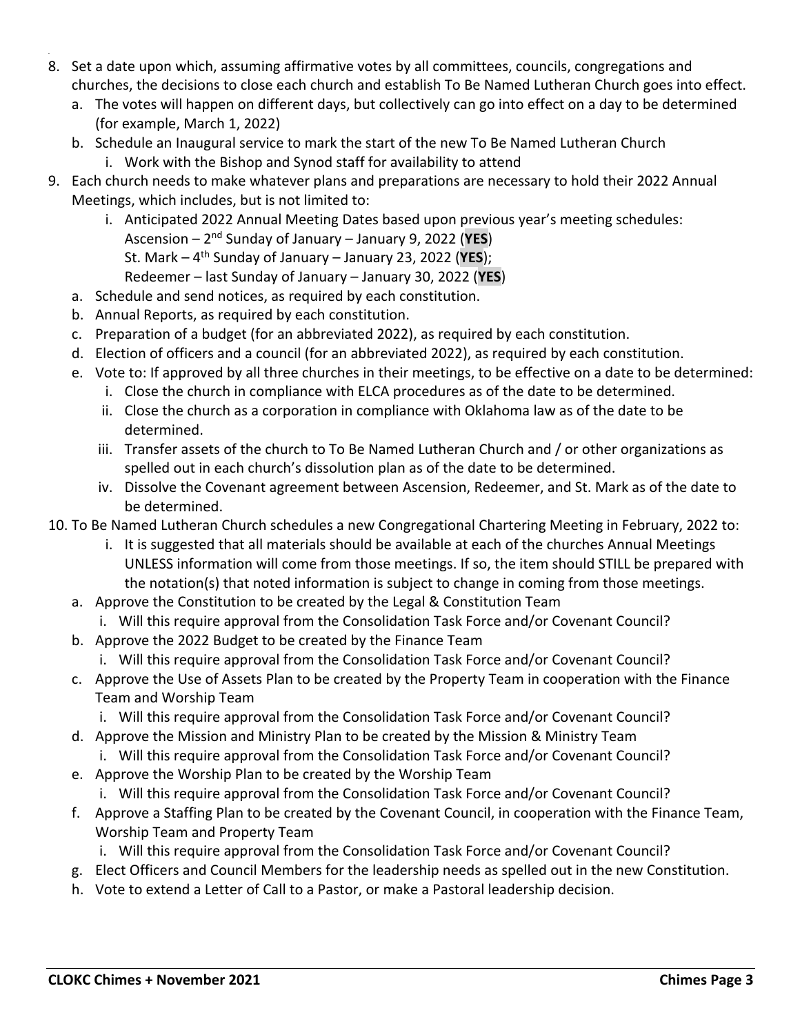8. Set a date upon which, assuming affirmative votes by all committees, councils, congregations and churches, the decisions to close each church and establish To Be Named Lutheran Church goes into effect.
   a. The votes will happen on different days, but collectively can go into effect on a day to be determined (for example, March 1, 2022)
   b. Schedule an Inaugural service to mark the start of the new To Be Named Lutheran Church
      i. Work with the Bishop and Synod staff for availability to attend
9. Each church needs to make whatever plans and preparations are necessary to hold their 2022 Annual Meetings, which includes, but is not limited to:
      i. Anticipated 2022 Annual Meeting Dates based upon previous year's meeting schedules:
         Ascension – 2nd Sunday of January – January 9, 2022 (**YES**)
         St. Mark – 4th Sunday of January – January 23, 2022 (**YES**);
         Redeemer – last Sunday of January – January 30, 2022 (**YES**)
   a. Schedule and send notices, as required by each constitution.
   b. Annual Reports, as required by each constitution.
   c. Preparation of a budget (for an abbreviated 2022), as required by each constitution.
   d. Election of officers and a council (for an abbreviated 2022), as required by each constitution.
   e. Vote to: If approved by all three churches in their meetings, to be effective on a date to be determined:
      i. Close the church in compliance with ELCA procedures as of the date to be determined.
      ii. Close the church as a corporation in compliance with Oklahoma law as of the date to be determined.
      iii. Transfer assets of the church to To Be Named Lutheran Church and / or other organizations as spelled out in each church's dissolution plan as of the date to be determined.
      iv. Dissolve the Covenant agreement between Ascension, Redeemer, and St. Mark as of the date to be determined.
10. To Be Named Lutheran Church schedules a new Congregational Chartering Meeting in February, 2022 to:
      i. It is suggested that all materials should be available at each of the churches Annual Meetings UNLESS information will come from those meetings. If so, the item should STILL be prepared with the notation(s) that noted information is subject to change in coming from those meetings.
   a. Approve the Constitution to be created by the Legal & Constitution Team
      i. Will this require approval from the Consolidation Task Force and/or Covenant Council?
   b. Approve the 2022 Budget to be created by the Finance Team
      i. Will this require approval from the Consolidation Task Force and/or Covenant Council?
   c. Approve the Use of Assets Plan to be created by the Property Team in cooperation with the Finance Team and Worship Team
      i. Will this require approval from the Consolidation Task Force and/or Covenant Council?
   d. Approve the Mission and Ministry Plan to be created by the Mission & Ministry Team
      i. Will this require approval from the Consolidation Task Force and/or Covenant Council?
   e. Approve the Worship Plan to be created by the Worship Team
      i. Will this require approval from the Consolidation Task Force and/or Covenant Council?
   f. Approve a Staffing Plan to be created by the Covenant Council, in cooperation with the Finance Team, Worship Team and Property Team
      i. Will this require approval from the Consolidation Task Force and/or Covenant Council?
   g. Elect Officers and Council Members for the leadership needs as spelled out in the new Constitution.
   h. Vote to extend a Letter of Call to a Pastor, or make a Pastoral leadership decision.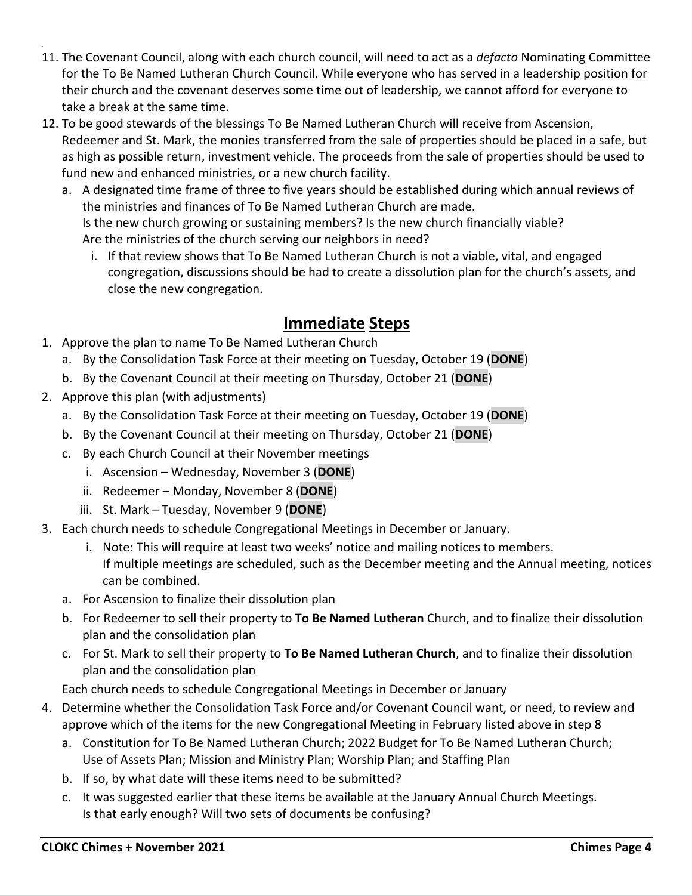11. The Covenant Council, along with each church council, will need to act as a *defacto* Nominating Committee for the To Be Named Lutheran Church Council. While everyone who has served in a leadership position for their church and the covenant deserves some time out of leadership, we cannot afford for everyone to take a break at the same time.
12. To be good stewards of the blessings To Be Named Lutheran Church will receive from Ascension, Redeemer and St. Mark, the monies transferred from the sale of properties should be placed in a safe, but as high as possible return, investment vehicle. The proceeds from the sale of properties should be used to fund new and enhanced ministries, or a new church facility.
    a. A designated time frame of three to five years should be established during which annual reviews of the ministries and finances of To Be Named Lutheran Church are made.
       Is the new church growing or sustaining members? Is the new church financially viable?
       Are the ministries of the church serving our neighbors in need?
       i. If that review shows that To Be Named Lutheran Church is not a viable, vital, and engaged congregation, discussions should be had to create a dissolution plan for the church's assets, and close the new congregation.

## Immediate Steps

1. Approve the plan to name To Be Named Lutheran Church
   a. By the Consolidation Task Force at their meeting on Tuesday, October 19 (**DONE**)
   b. By the Covenant Council at their meeting on Thursday, October 21 (**DONE**)
2. Approve this plan (with adjustments)
   a. By the Consolidation Task Force at their meeting on Tuesday, October 19 (**DONE**)
   b. By the Covenant Council at their meeting on Thursday, October 21 (**DONE**)
   c. By each Church Council at their November meetings
      i. Ascension – Wednesday, November 3 (**DONE**)
      ii. Redeemer – Monday, November 8 (**DONE**)
      iii. St. Mark – Tuesday, November 9 (**DONE**)
3. Each church needs to schedule Congregational Meetings in December or January.
      i. Note: This will require at least two weeks' notice and mailing notices to members.
         If multiple meetings are scheduled, such as the December meeting and the Annual meeting, notices can be combined.
   a. For Ascension to finalize their dissolution plan
   b. For Redeemer to sell their property to **To Be Named Lutheran** Church, and to finalize their dissolution plan and the consolidation plan
   c. For St. Mark to sell their property to **To Be Named Lutheran Church**, and to finalize their dissolution plan and the consolidation plan

   Each church needs to schedule Congregational Meetings in December or January
4. Determine whether the Consolidation Task Force and/or Covenant Council want, or need, to review and approve which of the items for the new Congregational Meeting in February listed above in step 8
   a. Constitution for To Be Named Lutheran Church; 2022 Budget for To Be Named Lutheran Church; Use of Assets Plan; Mission and Ministry Plan; Worship Plan; and Staffing Plan
   b. If so, by what date will these items need to be submitted?
   c. It was suggested earlier that these items be available at the January Annual Church Meetings.
      Is that early enough? Will two sets of documents be confusing?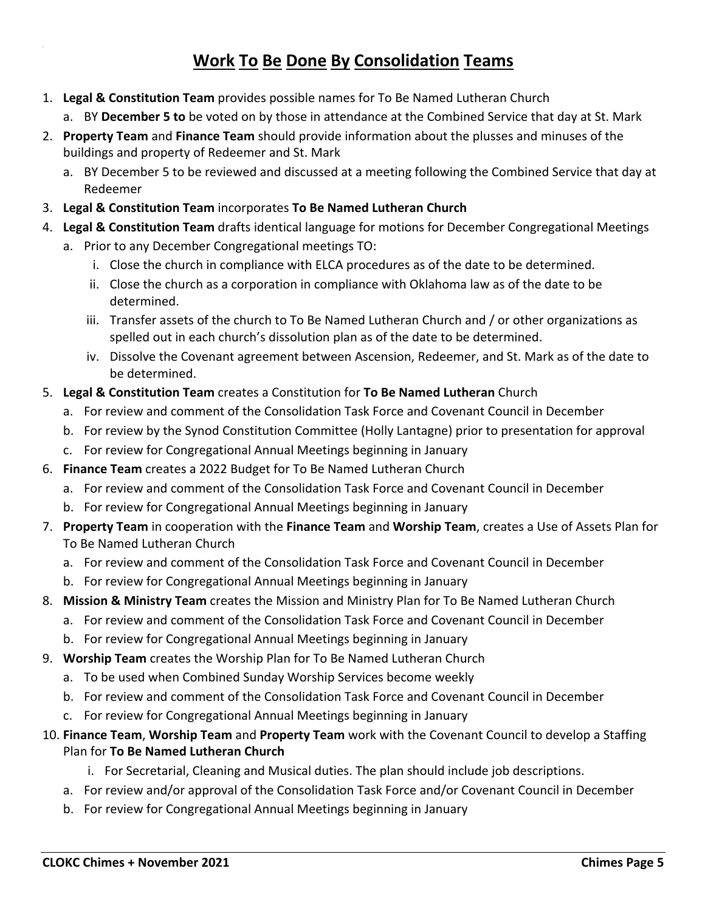# Work To Be Done By Consolidation Teams

1. **Legal & Constitution Team** provides possible names for To Be Named Lutheran Church
   a. BY **December 5 to** be voted on by those in attendance at the Combined Service that day at St. Mark
2. **Property Team** and **Finance Team** should provide information about the plusses and minuses of the buildings and property of Redeemer and St. Mark
   a. BY December 5 to be reviewed and discussed at a meeting following the Combined Service that day at Redeemer
3. **Legal & Constitution Team** incorporates **To Be Named Lutheran Church**
4. **Legal & Constitution Team** drafts identical language for motions for December Congregational Meetings
   a. Prior to any December Congregational meetings TO:
      i. Close the church in compliance with ELCA procedures as of the date to be determined.
      ii. Close the church as a corporation in compliance with Oklahoma law as of the date to be determined.
      iii. Transfer assets of the church to To Be Named Lutheran Church and / or other organizations as spelled out in each church's dissolution plan as of the date to be determined.
      iv. Dissolve the Covenant agreement between Ascension, Redeemer, and St. Mark as of the date to be determined.
5. **Legal & Constitution Team** creates a Constitution for **To Be Named Lutheran** Church
   a. For review and comment of the Consolidation Task Force and Covenant Council in December
   b. For review by the Synod Constitution Committee (Holly Lantagne) prior to presentation for approval
   c. For review for Congregational Annual Meetings beginning in January
6. **Finance Team** creates a 2022 Budget for To Be Named Lutheran Church
   a. For review and comment of the Consolidation Task Force and Covenant Council in December
   b. For review for Congregational Annual Meetings beginning in January
7. **Property Team** in cooperation with the **Finance Team** and **Worship Team**, creates a Use of Assets Plan for To Be Named Lutheran Church
   a. For review and comment of the Consolidation Task Force and Covenant Council in December
   b. For review for Congregational Annual Meetings beginning in January
8. **Mission & Ministry Team** creates the Mission and Ministry Plan for To Be Named Lutheran Church
   a. For review and comment of the Consolidation Task Force and Covenant Council in December
   b. For review for Congregational Annual Meetings beginning in January
9. **Worship Team** creates the Worship Plan for To Be Named Lutheran Church
   a. To be used when Combined Sunday Worship Services become weekly
   b. For review and comment of the Consolidation Task Force and Covenant Council in December
   c. For review for Congregational Annual Meetings beginning in January
10. **Finance Team**, **Worship Team** and **Property Team** work with the Covenant Council to develop a Staffing Plan for **To Be Named Lutheran Church**
      i. For Secretarial, Cleaning and Musical duties. The plan should include job descriptions.
   a. For review and/or approval of the Consolidation Task Force and/or Covenant Council in December
   b. For review for Congregational Annual Meetings beginning in January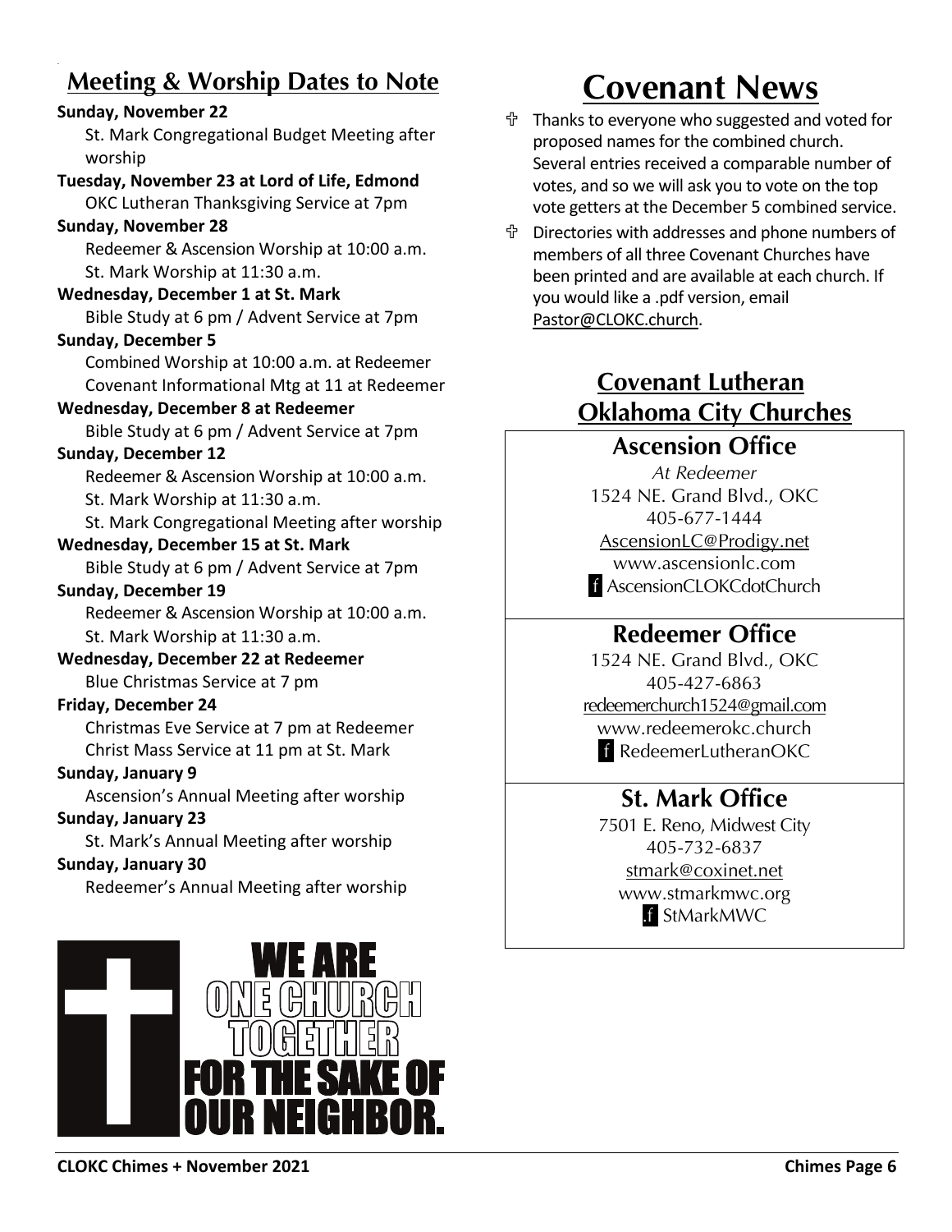## Meeting & Worship Dates to Note

**Sunday, November 22**
St. Mark Congregational Budget Meeting after worship

**Tuesday, November 23 at Lord of Life, Edmond**
OKC Lutheran Thanksgiving Service at 7pm

**Sunday, November 28**
Redeemer & Ascension Worship at 10:00 a.m.
St. Mark Worship at 11:30 a.m.

**Wednesday, December 1 at St. Mark**
Bible Study at 6 pm / Advent Service at 7pm

**Sunday, December 5**
Combined Worship at 10:00 a.m. at Redeemer
Covenant Informational Mtg at 11 at Redeemer

**Wednesday, December 8 at Redeemer**
Bible Study at 6 pm / Advent Service at 7pm

**Sunday, December 12**
Redeemer & Ascension Worship at 10:00 a.m.
St. Mark Worship at 11:30 a.m.
St. Mark Congregational Meeting after worship

**Wednesday, December 15 at St. Mark**
Bible Study at 6 pm / Advent Service at 7pm

**Sunday, December 19**
Redeemer & Ascension Worship at 10:00 a.m.
St. Mark Worship at 11:30 a.m.

**Wednesday, December 22 at Redeemer**
Blue Christmas Service at 7 pm

**Friday, December 24**
Christmas Eve Service at 7 pm at Redeemer
Christ Mass Service at 11 pm at St. Mark

**Sunday, January 9**
Ascension's Annual Meeting after worship

**Sunday, January 23**
St. Mark's Annual Meeting after worship

**Sunday, January 30**
Redeemer's Annual Meeting after worship

WE ARE ONE CHURCH TOGETHER FOR THE SAKE OF OUR NEIGHBOR.

# Covenant News

- Thanks to everyone who suggested and voted for proposed names for the combined church. Several entries received a comparable number of votes, and so we will ask you to vote on the top vote getters at the December 5 combined service.
- Directories with addresses and phone numbers of members of all three Covenant Churches have been printed and are available at each church. If you would like a .pdf version, email Pastor@CLOKC.church.

## Covenant Lutheran Oklahoma City Churches

### Ascension Office

*At Redeemer*
1524 NE. Grand Blvd., OKC
405-677-1444
AscensionLC@Prodigy.net
www.ascensionlc.com
f AscensionCLOKCdotChurch

### Redeemer Office

1524 NE. Grand Blvd., OKC
405-427-6863
redeemerchurch1524@gmail.com
www.redeemerokc.church
f RedeemerLutheranOKC

### St. Mark Office

7501 E. Reno, Midwest City
405-732-6837
stmark@coxinet.net
www.stmarkmwc.org
f StMarkMWC